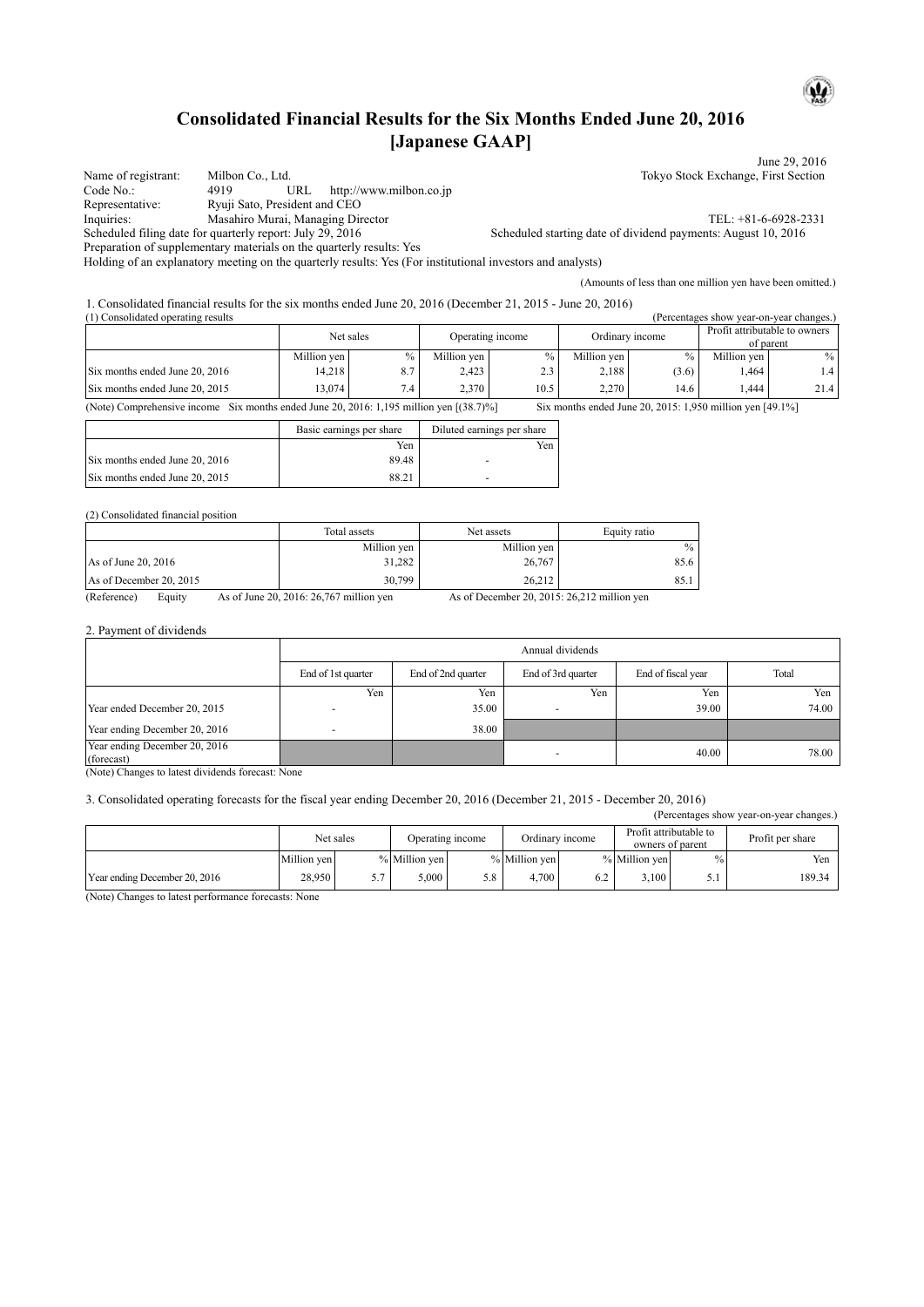# Consolidated Financial Results for the Six Months Ended June 20, 2016 [Japanese GAAP]

June 29, 2016

Name of registrant: Milbon Co., Ltd. — Tokyo Stock Exchange, First Section
Code No.: 4919 URL http://www.milbon.co.jp
Representative: Ryuji Sato, President and CEO
Inquiries: Masahiro Murai, Managing Director — TEL: +81-6-6928-2331
Scheduled filing date for quarterly report: July 29, 2016 — Scheduled starting date of dividend payments: August 10, 2016
Preparation of supplementary materials on the quarterly results: Yes
Holding of an explanatory meeting on the quarterly results: Yes (For institutional investors and analysts)

(Amounts of less than one million yen have been omitted.)

1. Consolidated financial results for the six months ended June 20, 2016 (December 21, 2015 - June 20, 2016)

(1) Consolidated operating results (Percentages show year-on-year changes.)

| | Net sales | | Operating income | | Ordinary income | | Profit attributable to owners of parent | |
|---|---|---|---|---|---|---|---|---|
| | Million yen | % | Million yen | % | Million yen | % | Million yen | % |
| Six months ended June 20, 2016 | 14,218 | 8.7 | 2,423 | 2.3 | 2,188 | (3.6) | 1,464 | 1.4 |
| Six months ended June 20, 2015 | 13,074 | 7.4 | 2,370 | 10.5 | 2,270 | 14.6 | 1,444 | 21.4 |

(Note) Comprehensive income Six months ended June 20, 2016: 1,195 million yen [(38.7)%] Six months ended June 20, 2015: 1,950 million yen [49.1%]

| | Basic earnings per share | Diluted earnings per share |
|---|---|---|
| | Yen | Yen |
| Six months ended June 20, 2016 | 89.48 | - |
| Six months ended June 20, 2015 | 88.21 | - |

(2) Consolidated financial position

| | Total assets | Net assets | Equity ratio |
|---|---|---|---|
| | Million yen | Million yen | % |
| As of June 20, 2016 | 31,282 | 26,767 | 85.6 |
| As of December 20, 2015 | 30,799 | 26,212 | 85.1 |

(Reference) Equity As of June 20, 2016: 26,767 million yen As of December 20, 2015: 26,212 million yen

2. Payment of dividends

| | Annual dividends | | | | |
|---|---|---|---|---|---|
| | End of 1st quarter | End of 2nd quarter | End of 3rd quarter | End of fiscal year | Total |
| | Yen | Yen | Yen | Yen | Yen |
| Year ended December 20, 2015 | - | 35.00 | - | 39.00 | 74.00 |
| Year ending December 20, 2016 | - | 38.00 | | | |
| Year ending December 20, 2016 (forecast) | | | - | 40.00 | 78.00 |

(Note) Changes to latest dividends forecast: None

3. Consolidated operating forecasts for the fiscal year ending December 20, 2016 (December 21, 2015 - December 20, 2016)

(Percentages show year-on-year changes.)

| | Net sales | | Operating income | | Ordinary income | | Profit attributable to owners of parent | | Profit per share |
|---|---|---|---|---|---|---|---|---|---|
| | Million yen | % | Million yen | % | Million yen | % | Million yen | % | Yen |
| Year ending December 20, 2016 | 28,950 | 5.7 | 5,000 | 5.8 | 4,700 | 6.2 | 3,100 | 5.1 | 189.34 |

(Note) Changes to latest performance forecasts: None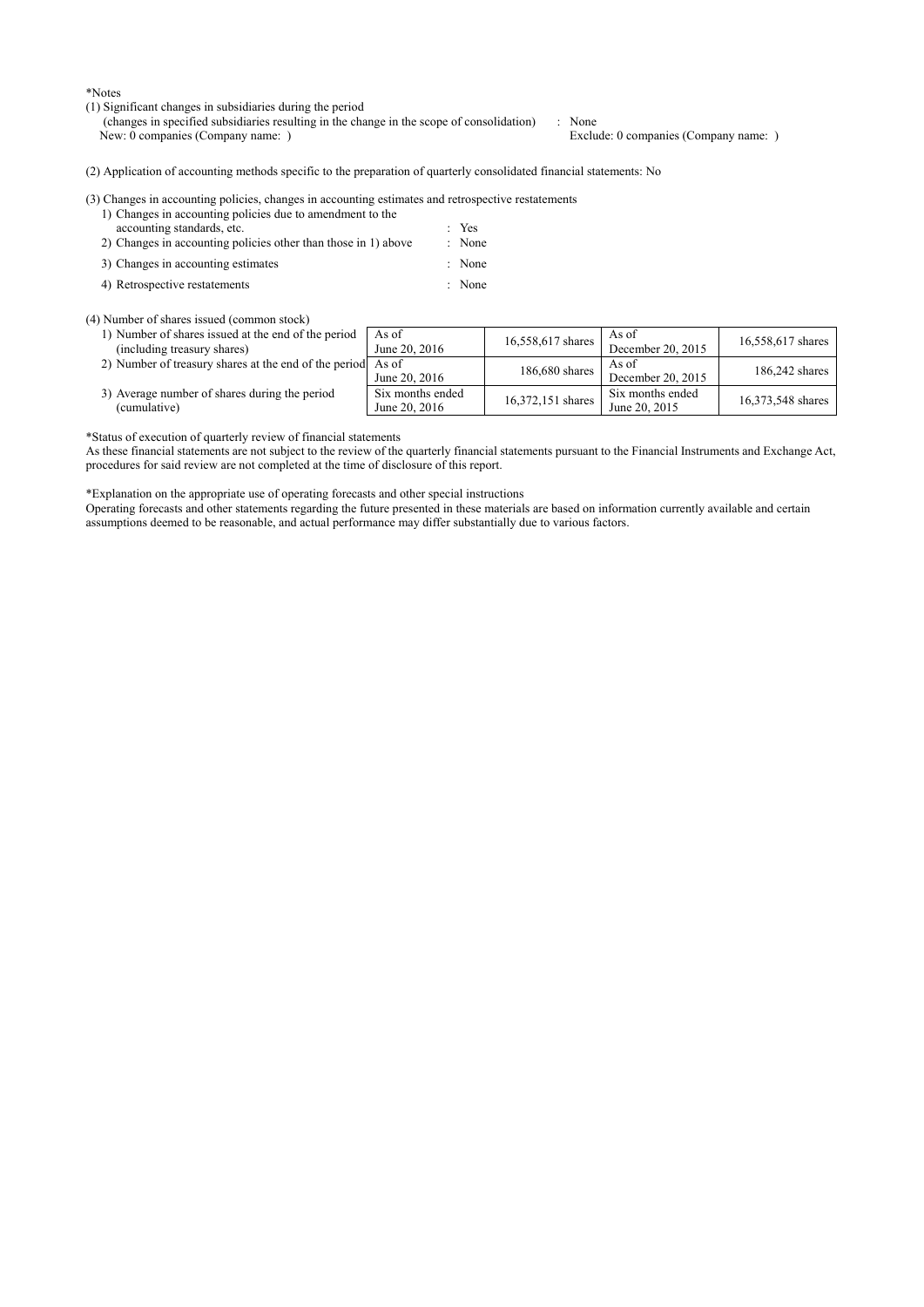*Notes

(1) Significant changes in subsidiaries during the period
(changes in specified subsidiaries resulting in the change in the scope of consolidation) : None
New: 0 companies (Company name: ) Exclude: 0 companies (Company name: )

(2) Application of accounting methods specific to the preparation of quarterly consolidated financial statements: No

(3) Changes in accounting policies, changes in accounting estimates and retrospective restatements

1) Changes in accounting policies due to amendment to the accounting standards, etc. : Yes
2) Changes in accounting policies other than those in 1) above : None
3) Changes in accounting estimates : None
4) Retrospective restatements : None

(4) Number of shares issued (common stock)

| | | | | |
|---|---|---|---|---|
| 1) Number of shares issued at the end of the period (including treasury shares) | As of June 20, 2016 | 16,558,617 shares | As of December 20, 2015 | 16,558,617 shares |
| 2) Number of treasury shares at the end of the period | As of June 20, 2016 | 186,680 shares | As of December 20, 2015 | 186,242 shares |
| 3) Average number of shares during the period (cumulative) | Six months ended June 20, 2016 | 16,372,151 shares | Six months ended June 20, 2015 | 16,373,548 shares |

*Status of execution of quarterly review of financial statements
As these financial statements are not subject to the review of the quarterly financial statements pursuant to the Financial Instruments and Exchange Act, procedures for said review are not completed at the time of disclosure of this report.

*Explanation on the appropriate use of operating forecasts and other special instructions
Operating forecasts and other statements regarding the future presented in these materials are based on information currently available and certain assumptions deemed to be reasonable, and actual performance may differ substantially due to various factors.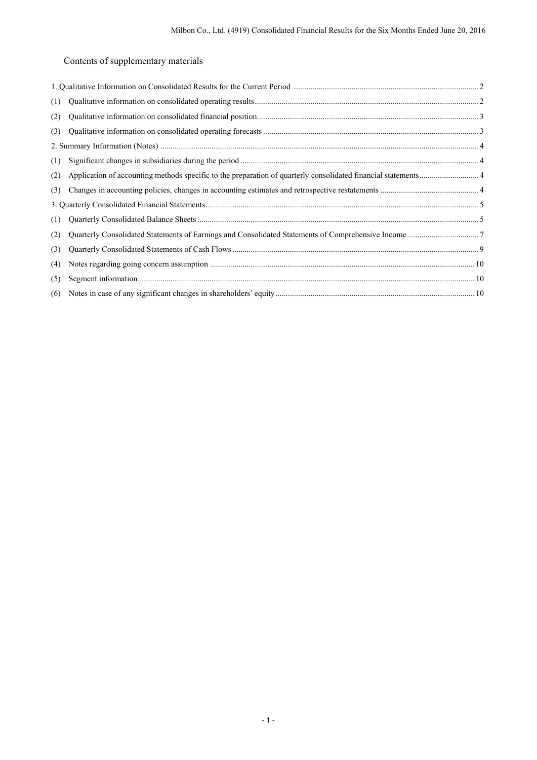## Contents of supplementary materials

1. Qualitative Information on Consolidated Results for the Current Period ..... 2
   - (1) Qualitative information on consolidated operating results ..... 2
   - (2) Qualitative information on consolidated financial position ..... 3
   - (3) Qualitative information on consolidated operating forecasts ..... 3
2. Summary Information (Notes) ..... 4
   - (1) Significant changes in subsidiaries during the period ..... 4
   - (2) Application of accounting methods specific to the preparation of quarterly consolidated financial statements ..... 4
   - (3) Changes in accounting policies, changes in accounting estimates and retrospective restatements ..... 4
3. Quarterly Consolidated Financial Statements ..... 5
   - (1) Quarterly Consolidated Balance Sheets ..... 5
   - (2) Quarterly Consolidated Statements of Earnings and Consolidated Statements of Comprehensive Income ..... 7
   - (3) Quarterly Consolidated Statements of Cash Flows ..... 9
   - (4) Notes regarding going concern assumption ..... 10
   - (5) Segment information ..... 10
   - (6) Notes in case of any significant changes in shareholders' equity ..... 10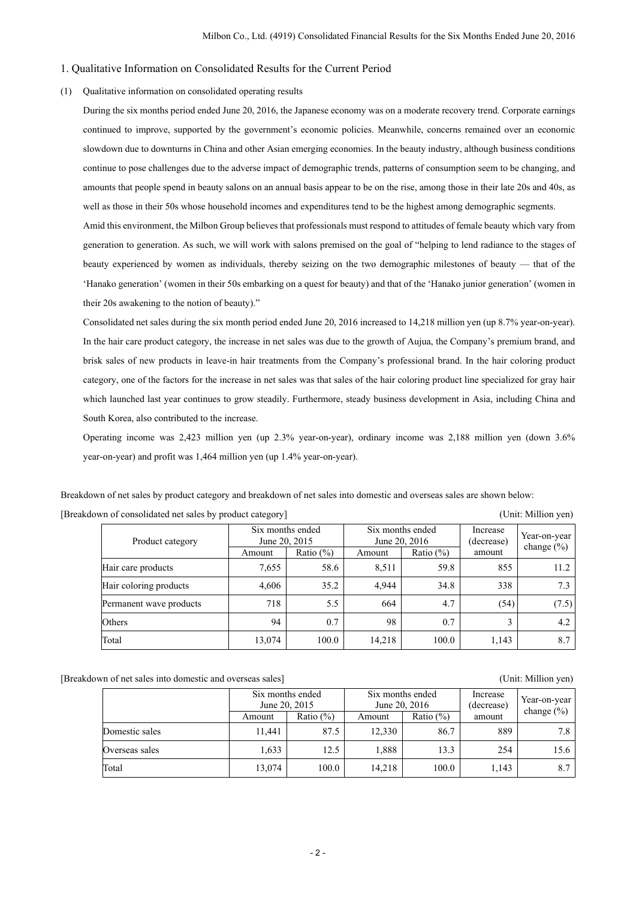# 1. Qualitative Information on Consolidated Results for the Current Period

## (1) Qualitative information on consolidated operating results

During the six months period ended June 20, 2016, the Japanese economy was on a moderate recovery trend. Corporate earnings continued to improve, supported by the government's economic policies. Meanwhile, concerns remained over an economic slowdown due to downturns in China and other Asian emerging economies. In the beauty industry, although business conditions continue to pose challenges due to the adverse impact of demographic trends, patterns of consumption seem to be changing, and amounts that people spend in beauty salons on an annual basis appear to be on the rise, among those in their late 20s and 40s, as well as those in their 50s whose household incomes and expenditures tend to be the highest among demographic segments.

Amid this environment, the Milbon Group believes that professionals must respond to attitudes of female beauty which vary from generation to generation. As such, we will work with salons premised on the goal of "helping to lend radiance to the stages of beauty experienced by women as individuals, thereby seizing on the two demographic milestones of beauty — that of the 'Hanako generation' (women in their 50s embarking on a quest for beauty) and that of the 'Hanako junior generation' (women in their 20s awakening to the notion of beauty)."

Consolidated net sales during the six month period ended June 20, 2016 increased to 14,218 million yen (up 8.7% year-on-year). In the hair care product category, the increase in net sales was due to the growth of Aujua, the Company's premium brand, and brisk sales of new products in leave-in hair treatments from the Company's professional brand. In the hair coloring product category, one of the factors for the increase in net sales was that sales of the hair coloring product line specialized for gray hair which launched last year continues to grow steadily. Furthermore, steady business development in Asia, including China and South Korea, also contributed to the increase.

Operating income was 2,423 million yen (up 2.3% year-on-year), ordinary income was 2,188 million yen (down 3.6% year-on-year) and profit was 1,464 million yen (up 1.4% year-on-year).

Breakdown of net sales by product category and breakdown of net sales into domestic and overseas sales are shown below:

[Breakdown of consolidated net sales by product category] (Unit: Million yen)

| Product category | Six months ended June 20, 2015 | | Six months ended June 20, 2016 | | Increase (decrease) amount | Year-on-year change (%) |
|---|---|---|---|---|---|---|
| | Amount | Ratio (%) | Amount | Ratio (%) | | |
| Hair care products | 7,655 | 58.6 | 8,511 | 59.8 | 855 | 11.2 |
| Hair coloring products | 4,606 | 35.2 | 4,944 | 34.8 | 338 | 7.3 |
| Permanent wave products | 718 | 5.5 | 664 | 4.7 | (54) | (7.5) |
| Others | 94 | 0.7 | 98 | 0.7 | 3 | 4.2 |
| Total | 13,074 | 100.0 | 14,218 | 100.0 | 1,143 | 8.7 |

[Breakdown of net sales into domestic and overseas sales] (Unit: Million yen)

| | Six months ended June 20, 2015 | | Six months ended June 20, 2016 | | Increase (decrease) amount | Year-on-year change (%) |
|---|---|---|---|---|---|---|
| | Amount | Ratio (%) | Amount | Ratio (%) | | |
| Domestic sales | 11,441 | 87.5 | 12,330 | 86.7 | 889 | 7.8 |
| Overseas sales | 1,633 | 12.5 | 1,888 | 13.3 | 254 | 15.6 |
| Total | 13,074 | 100.0 | 14,218 | 100.0 | 1,143 | 8.7 |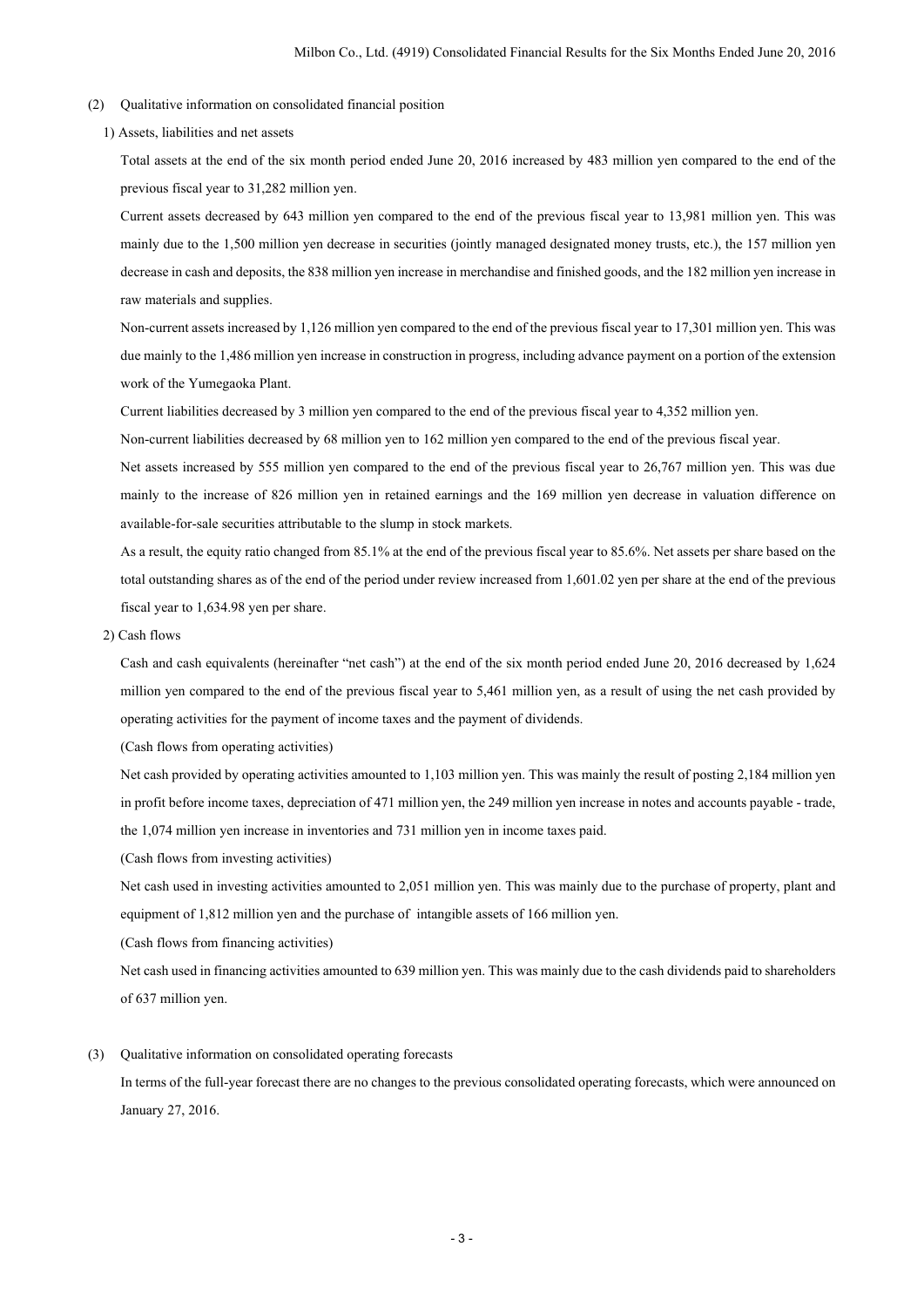(2) Qualitative information on consolidated financial position

1) Assets, liabilities and net assets

Total assets at the end of the six month period ended June 20, 2016 increased by 483 million yen compared to the end of the previous fiscal year to 31,282 million yen.

Current assets decreased by 643 million yen compared to the end of the previous fiscal year to 13,981 million yen. This was mainly due to the 1,500 million yen decrease in securities (jointly managed designated money trusts, etc.), the 157 million yen decrease in cash and deposits, the 838 million yen increase in merchandise and finished goods, and the 182 million yen increase in raw materials and supplies.

Non-current assets increased by 1,126 million yen compared to the end of the previous fiscal year to 17,301 million yen. This was due mainly to the 1,486 million yen increase in construction in progress, including advance payment on a portion of the extension work of the Yumegaoka Plant.

Current liabilities decreased by 3 million yen compared to the end of the previous fiscal year to 4,352 million yen.

Non-current liabilities decreased by 68 million yen to 162 million yen compared to the end of the previous fiscal year.

Net assets increased by 555 million yen compared to the end of the previous fiscal year to 26,767 million yen. This was due mainly to the increase of 826 million yen in retained earnings and the 169 million yen decrease in valuation difference on available-for-sale securities attributable to the slump in stock markets.

As a result, the equity ratio changed from 85.1% at the end of the previous fiscal year to 85.6%. Net assets per share based on the total outstanding shares as of the end of the period under review increased from 1,601.02 yen per share at the end of the previous fiscal year to 1,634.98 yen per share.

2) Cash flows

Cash and cash equivalents (hereinafter "net cash") at the end of the six month period ended June 20, 2016 decreased by 1,624 million yen compared to the end of the previous fiscal year to 5,461 million yen, as a result of using the net cash provided by operating activities for the payment of income taxes and the payment of dividends.

(Cash flows from operating activities)

Net cash provided by operating activities amounted to 1,103 million yen. This was mainly the result of posting 2,184 million yen in profit before income taxes, depreciation of 471 million yen, the 249 million yen increase in notes and accounts payable - trade, the 1,074 million yen increase in inventories and 731 million yen in income taxes paid.

(Cash flows from investing activities)

Net cash used in investing activities amounted to 2,051 million yen. This was mainly due to the purchase of property, plant and equipment of 1,812 million yen and the purchase of intangible assets of 166 million yen.

(Cash flows from financing activities)

Net cash used in financing activities amounted to 639 million yen. This was mainly due to the cash dividends paid to shareholders of 637 million yen.

(3) Qualitative information on consolidated operating forecasts

In terms of the full-year forecast there are no changes to the previous consolidated operating forecasts, which were announced on January 27, 2016.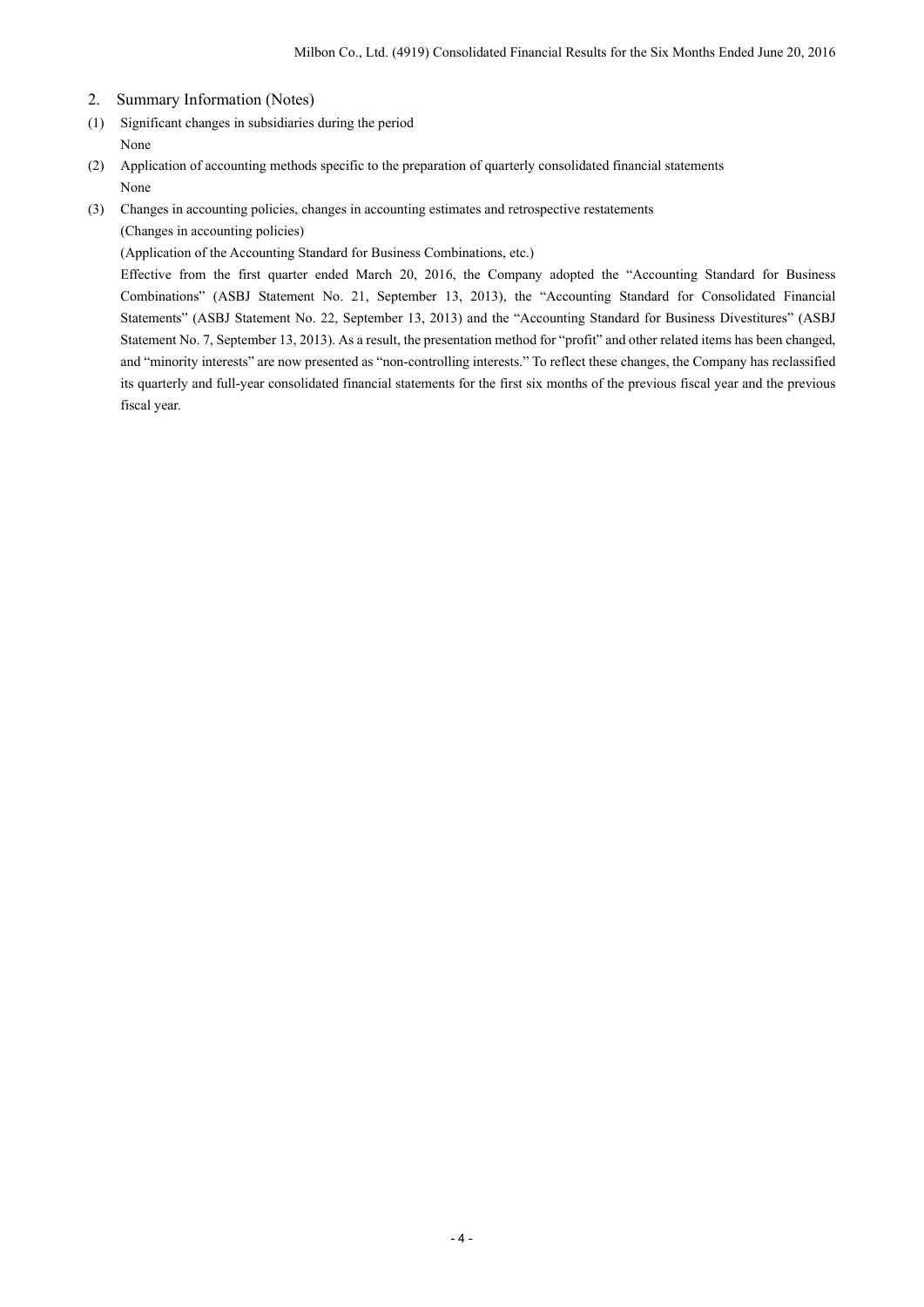## 2. Summary Information (Notes)

(1) Significant changes in subsidiaries during the period

None

(2) Application of accounting methods specific to the preparation of quarterly consolidated financial statements

None

(3) Changes in accounting policies, changes in accounting estimates and retrospective restatements

(Changes in accounting policies)

(Application of the Accounting Standard for Business Combinations, etc.)

Effective from the first quarter ended March 20, 2016, the Company adopted the "Accounting Standard for Business Combinations" (ASBJ Statement No. 21, September 13, 2013), the "Accounting Standard for Consolidated Financial Statements" (ASBJ Statement No. 22, September 13, 2013) and the "Accounting Standard for Business Divestitures" (ASBJ Statement No. 7, September 13, 2013). As a result, the presentation method for "profit" and other related items has been changed, and "minority interests" are now presented as "non-controlling interests." To reflect these changes, the Company has reclassified its quarterly and full-year consolidated financial statements for the first six months of the previous fiscal year and the previous fiscal year.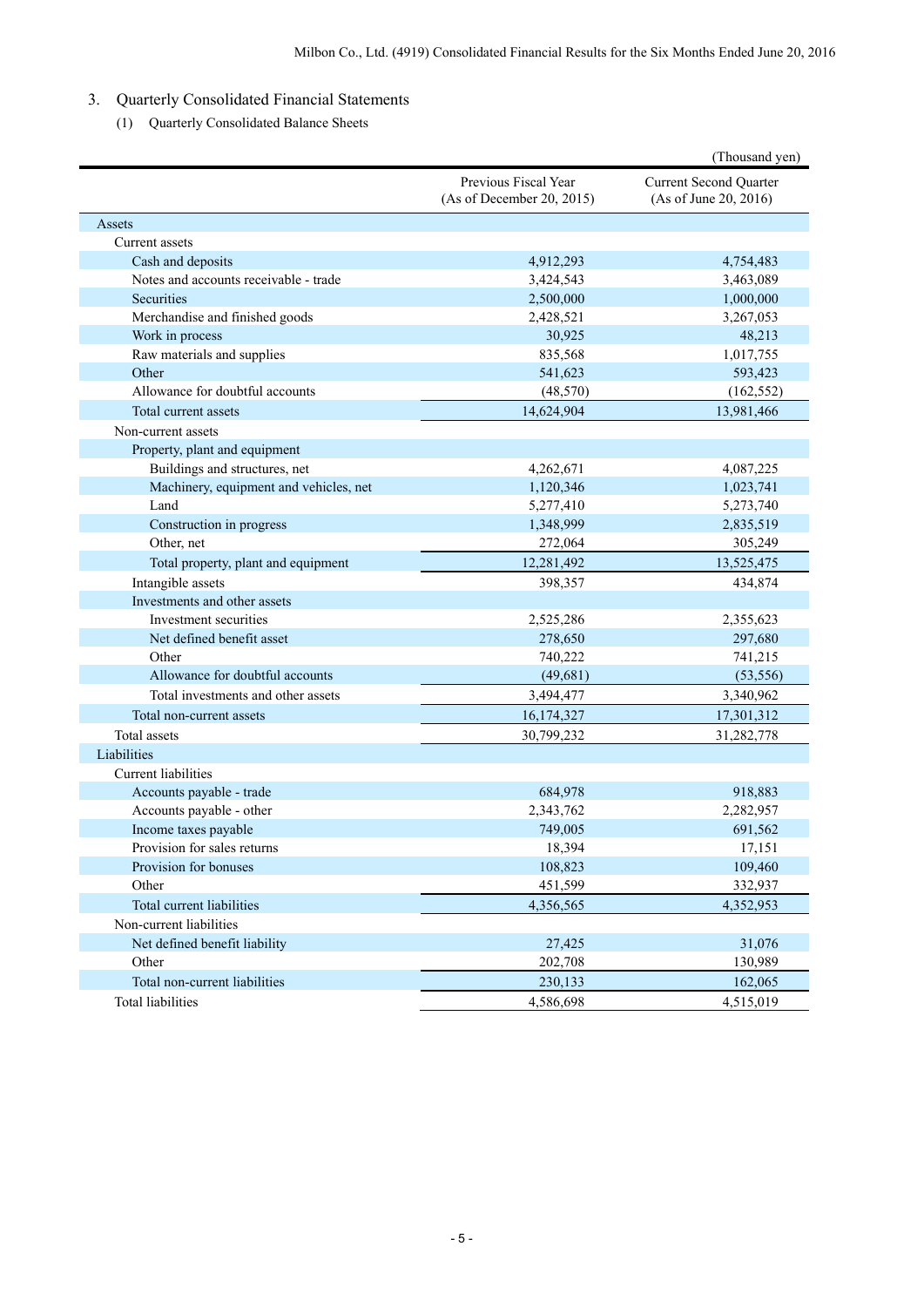## 3. Quarterly Consolidated Financial Statements

### (1) Quarterly Consolidated Balance Sheets

(Thousand yen)

| | Previous Fiscal Year (As of December 20, 2015) | Current Second Quarter (As of June 20, 2016) |
|---|---|---|
| Assets | | |
| Current assets | | |
| Cash and deposits | 4,912,293 | 4,754,483 |
| Notes and accounts receivable - trade | 3,424,543 | 3,463,089 |
| Securities | 2,500,000 | 1,000,000 |
| Merchandise and finished goods | 2,428,521 | 3,267,053 |
| Work in process | 30,925 | 48,213 |
| Raw materials and supplies | 835,568 | 1,017,755 |
| Other | 541,623 | 593,423 |
| Allowance for doubtful accounts | (48,570) | (162,552) |
| Total current assets | 14,624,904 | 13,981,466 |
| Non-current assets | | |
| Property, plant and equipment | | |
| Buildings and structures, net | 4,262,671 | 4,087,225 |
| Machinery, equipment and vehicles, net | 1,120,346 | 1,023,741 |
| Land | 5,277,410 | 5,273,740 |
| Construction in progress | 1,348,999 | 2,835,519 |
| Other, net | 272,064 | 305,249 |
| Total property, plant and equipment | 12,281,492 | 13,525,475 |
| Intangible assets | 398,357 | 434,874 |
| Investments and other assets | | |
| Investment securities | 2,525,286 | 2,355,623 |
| Net defined benefit asset | 278,650 | 297,680 |
| Other | 740,222 | 741,215 |
| Allowance for doubtful accounts | (49,681) | (53,556) |
| Total investments and other assets | 3,494,477 | 3,340,962 |
| Total non-current assets | 16,174,327 | 17,301,312 |
| Total assets | 30,799,232 | 31,282,778 |
| Liabilities | | |
| Current liabilities | | |
| Accounts payable - trade | 684,978 | 918,883 |
| Accounts payable - other | 2,343,762 | 2,282,957 |
| Income taxes payable | 749,005 | 691,562 |
| Provision for sales returns | 18,394 | 17,151 |
| Provision for bonuses | 108,823 | 109,460 |
| Other | 451,599 | 332,937 |
| Total current liabilities | 4,356,565 | 4,352,953 |
| Non-current liabilities | | |
| Net defined benefit liability | 27,425 | 31,076 |
| Other | 202,708 | 130,989 |
| Total non-current liabilities | 230,133 | 162,065 |
| Total liabilities | 4,586,698 | 4,515,019 |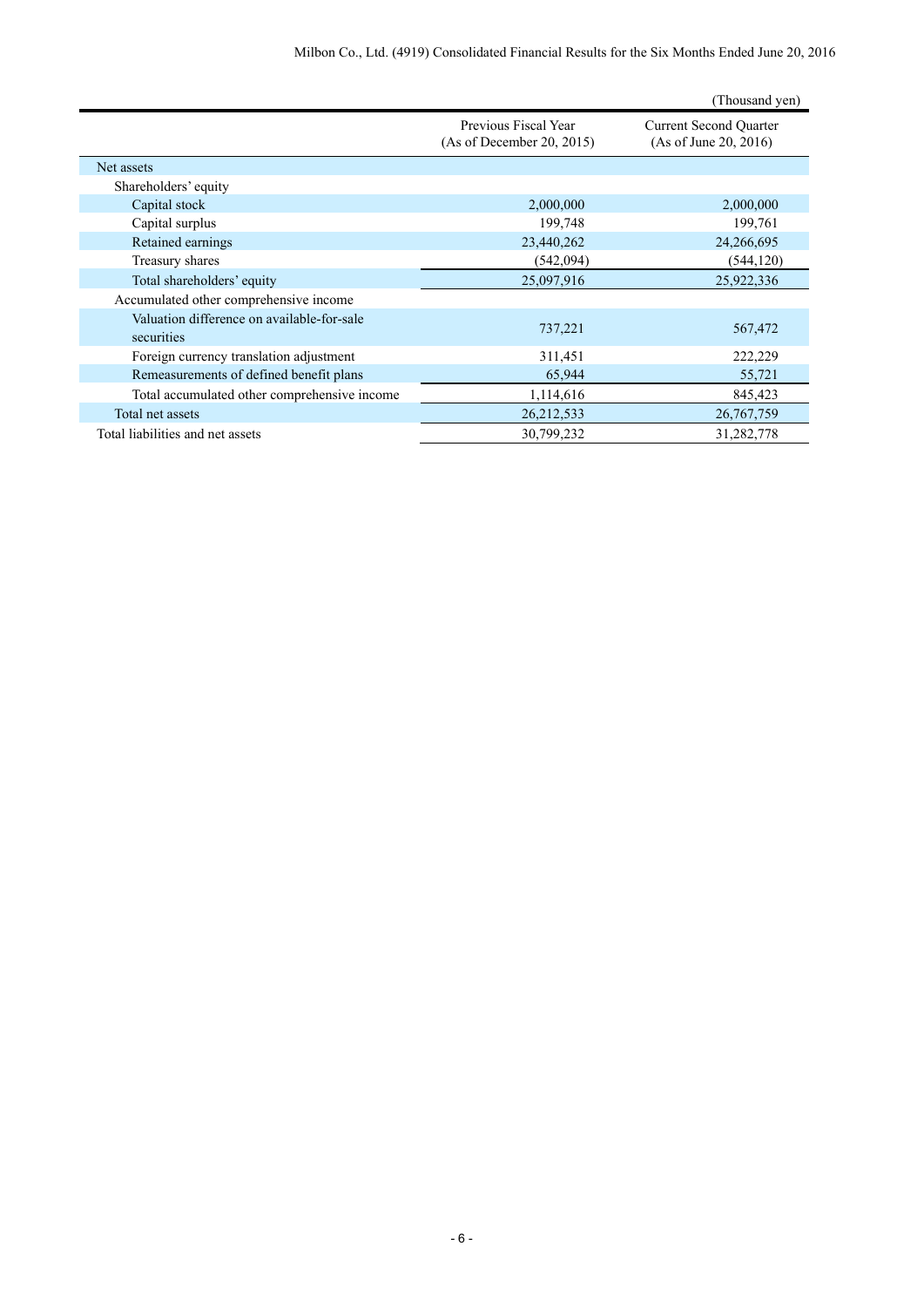(Thousand yen)

| | Previous Fiscal Year (As of December 20, 2015) | Current Second Quarter (As of June 20, 2016) |
|---|---|---|
| Net assets | | |
| Shareholders' equity | | |
| Capital stock | 2,000,000 | 2,000,000 |
| Capital surplus | 199,748 | 199,761 |
| Retained earnings | 23,440,262 | 24,266,695 |
| Treasury shares | (542,094) | (544,120) |
| Total shareholders' equity | 25,097,916 | 25,922,336 |
| Accumulated other comprehensive income | | |
| Valuation difference on available-for-sale securities | 737,221 | 567,472 |
| Foreign currency translation adjustment | 311,451 | 222,229 |
| Remeasurements of defined benefit plans | 65,944 | 55,721 |
| Total accumulated other comprehensive income | 1,114,616 | 845,423 |
| Total net assets | 26,212,533 | 26,767,759 |
| Total liabilities and net assets | 30,799,232 | 31,282,778 |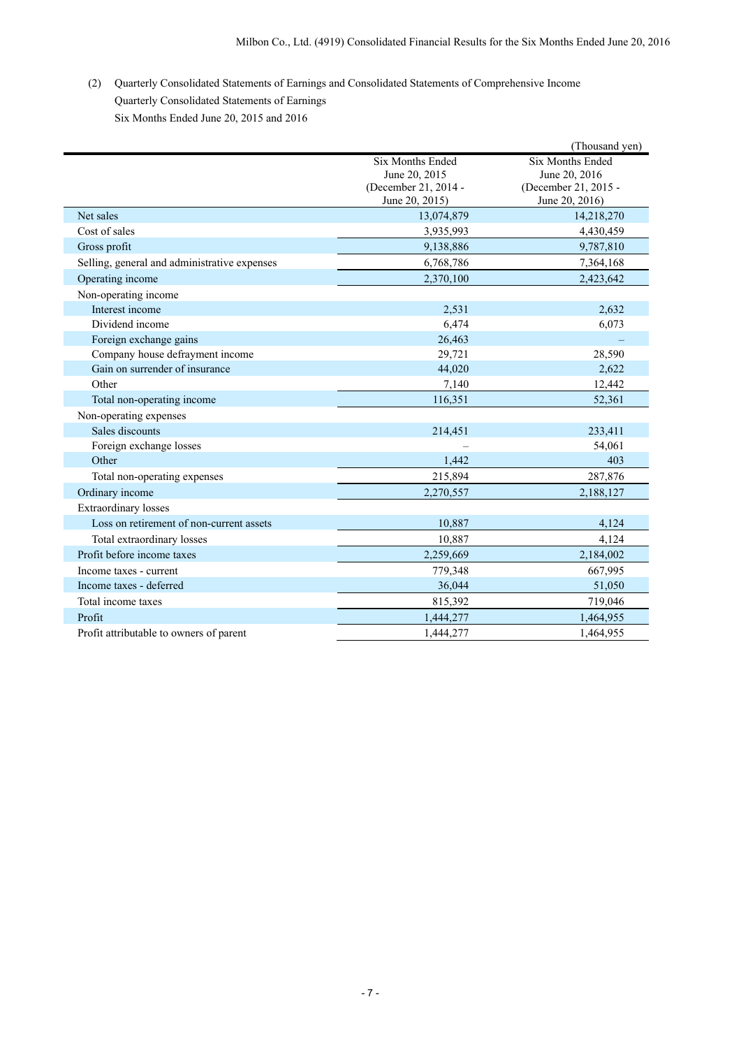(2) Quarterly Consolidated Statements of Earnings and Consolidated Statements of Comprehensive Income

Quarterly Consolidated Statements of Earnings

Six Months Ended June 20, 2015 and 2016

(Thousand yen)

| | Six Months Ended June 20, 2015 (December 21, 2014 - June 20, 2015) | Six Months Ended June 20, 2016 (December 21, 2015 - June 20, 2016) |
|---|---|---|
| Net sales | 13,074,879 | 14,218,270 |
| Cost of sales | 3,935,993 | 4,430,459 |
| Gross profit | 9,138,886 | 9,787,810 |
| Selling, general and administrative expenses | 6,768,786 | 7,364,168 |
| Operating income | 2,370,100 | 2,423,642 |
| Non-operating income | | |
| Interest income | 2,531 | 2,632 |
| Dividend income | 6,474 | 6,073 |
| Foreign exchange gains | 26,463 | – |
| Company house defrayment income | 29,721 | 28,590 |
| Gain on surrender of insurance | 44,020 | 2,622 |
| Other | 7,140 | 12,442 |
| Total non-operating income | 116,351 | 52,361 |
| Non-operating expenses | | |
| Sales discounts | 214,451 | 233,411 |
| Foreign exchange losses | – | 54,061 |
| Other | 1,442 | 403 |
| Total non-operating expenses | 215,894 | 287,876 |
| Ordinary income | 2,270,557 | 2,188,127 |
| Extraordinary losses | | |
| Loss on retirement of non-current assets | 10,887 | 4,124 |
| Total extraordinary losses | 10,887 | 4,124 |
| Profit before income taxes | 2,259,669 | 2,184,002 |
| Income taxes - current | 779,348 | 667,995 |
| Income taxes - deferred | 36,044 | 51,050 |
| Total income taxes | 815,392 | 719,046 |
| Profit | 1,444,277 | 1,464,955 |
| Profit attributable to owners of parent | 1,444,277 | 1,464,955 |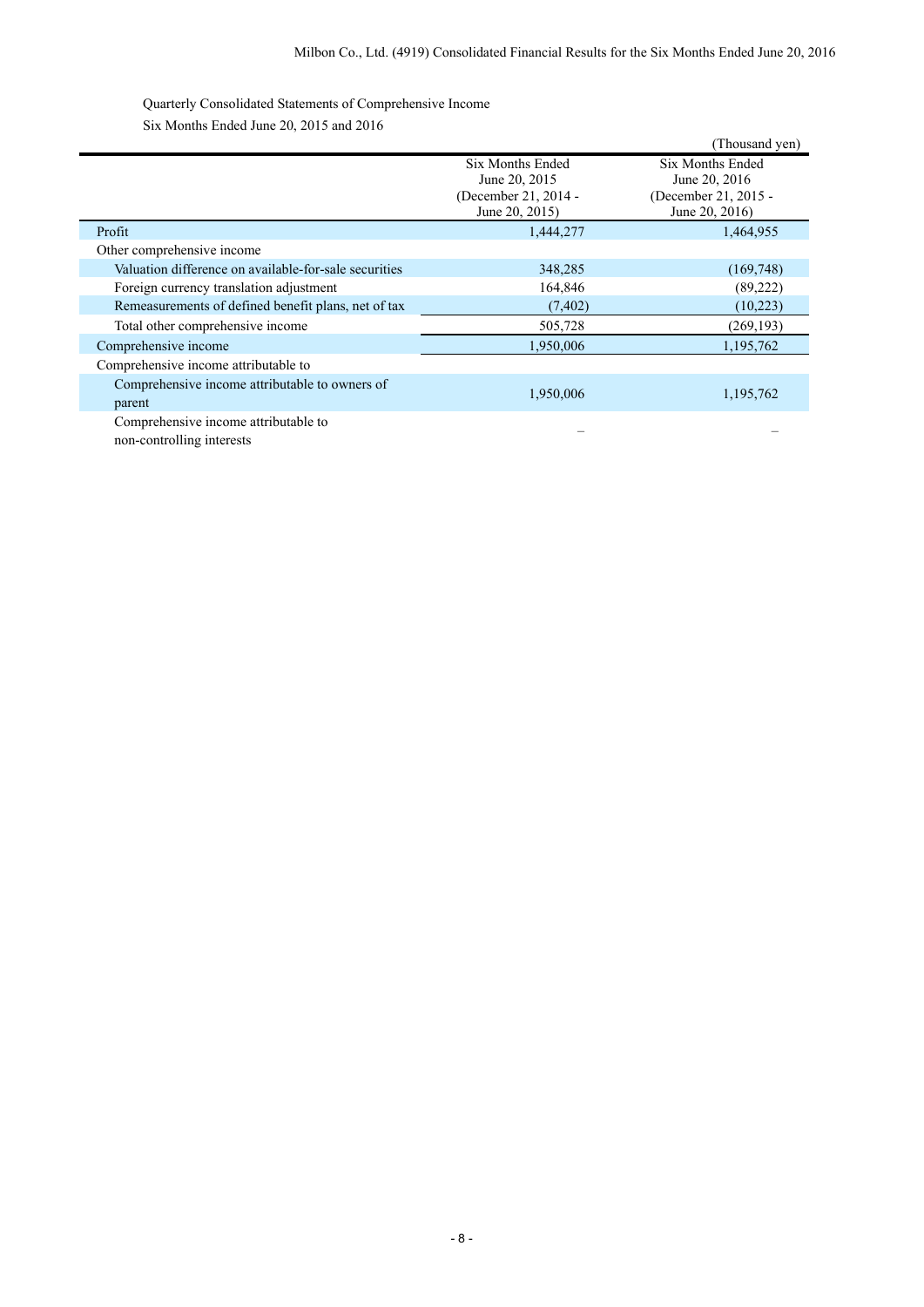Quarterly Consolidated Statements of Comprehensive Income

Six Months Ended June 20, 2015 and 2016

(Thousand yen)

| | Six Months Ended June 20, 2015 (December 21, 2014 - June 20, 2015) | Six Months Ended June 20, 2016 (December 21, 2015 - June 20, 2016) |
|---|---|---|
| Profit | 1,444,277 | 1,464,955 |
| Other comprehensive income | | |
| Valuation difference on available-for-sale securities | 348,285 | (169,748) |
| Foreign currency translation adjustment | 164,846 | (89,222) |
| Remeasurements of defined benefit plans, net of tax | (7,402) | (10,223) |
| Total other comprehensive income | 505,728 | (269,193) |
| Comprehensive income | 1,950,006 | 1,195,762 |
| Comprehensive income attributable to | | |
| Comprehensive income attributable to owners of parent | 1,950,006 | 1,195,762 |
| Comprehensive income attributable to non-controlling interests | – | – |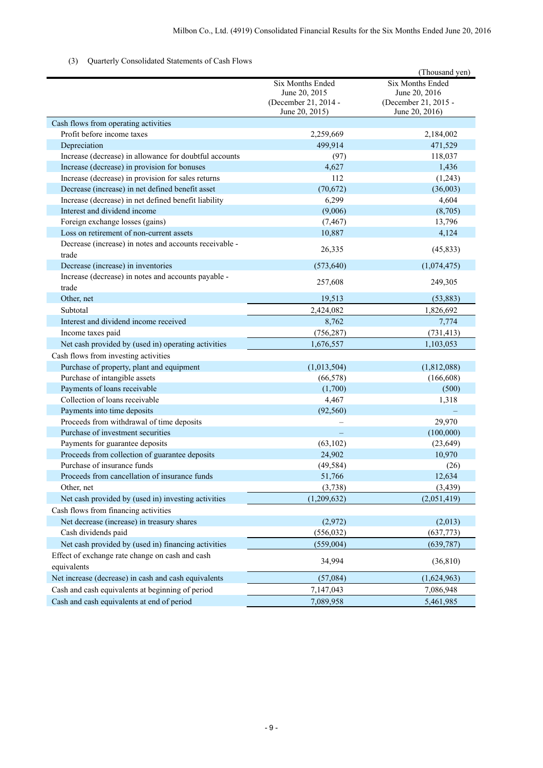(3) Quarterly Consolidated Statements of Cash Flows

(Thousand yen)

| | Six Months Ended June 20, 2015 (December 21, 2014 - June 20, 2015) | Six Months Ended June 20, 2016 (December 21, 2015 - June 20, 2016) |
|---|---|---|
| Cash flows from operating activities | | |
| Profit before income taxes | 2,259,669 | 2,184,002 |
| Depreciation | 499,914 | 471,529 |
| Increase (decrease) in allowance for doubtful accounts | (97) | 118,037 |
| Increase (decrease) in provision for bonuses | 4,627 | 1,436 |
| Increase (decrease) in provision for sales returns | 112 | (1,243) |
| Decrease (increase) in net defined benefit asset | (70,672) | (36,003) |
| Increase (decrease) in net defined benefit liability | 6,299 | 4,604 |
| Interest and dividend income | (9,006) | (8,705) |
| Foreign exchange losses (gains) | (7,467) | 13,796 |
| Loss on retirement of non-current assets | 10,887 | 4,124 |
| Decrease (increase) in notes and accounts receivable - trade | 26,335 | (45,833) |
| Decrease (increase) in inventories | (573,640) | (1,074,475) |
| Increase (decrease) in notes and accounts payable - trade | 257,608 | 249,305 |
| Other, net | 19,513 | (53,883) |
| Subtotal | 2,424,082 | 1,826,692 |
| Interest and dividend income received | 8,762 | 7,774 |
| Income taxes paid | (756,287) | (731,413) |
| Net cash provided by (used in) operating activities | 1,676,557 | 1,103,053 |
| Cash flows from investing activities | | |
| Purchase of property, plant and equipment | (1,013,504) | (1,812,088) |
| Purchase of intangible assets | (66,578) | (166,608) |
| Payments of loans receivable | (1,700) | (500) |
| Collection of loans receivable | 4,467 | 1,318 |
| Payments into time deposits | (92,560) | – |
| Proceeds from withdrawal of time deposits | – | 29,970 |
| Purchase of investment securities | – | (100,000) |
| Payments for guarantee deposits | (63,102) | (23,649) |
| Proceeds from collection of guarantee deposits | 24,902 | 10,970 |
| Purchase of insurance funds | (49,584) | (26) |
| Proceeds from cancellation of insurance funds | 51,766 | 12,634 |
| Other, net | (3,738) | (3,439) |
| Net cash provided by (used in) investing activities | (1,209,632) | (2,051,419) |
| Cash flows from financing activities | | |
| Net decrease (increase) in treasury shares | (2,972) | (2,013) |
| Cash dividends paid | (556,032) | (637,773) |
| Net cash provided by (used in) financing activities | (559,004) | (639,787) |
| Effect of exchange rate change on cash and cash equivalents | 34,994 | (36,810) |
| Net increase (decrease) in cash and cash equivalents | (57,084) | (1,624,963) |
| Cash and cash equivalents at beginning of period | 7,147,043 | 7,086,948 |
| Cash and cash equivalents at end of period | 7,089,958 | 5,461,985 |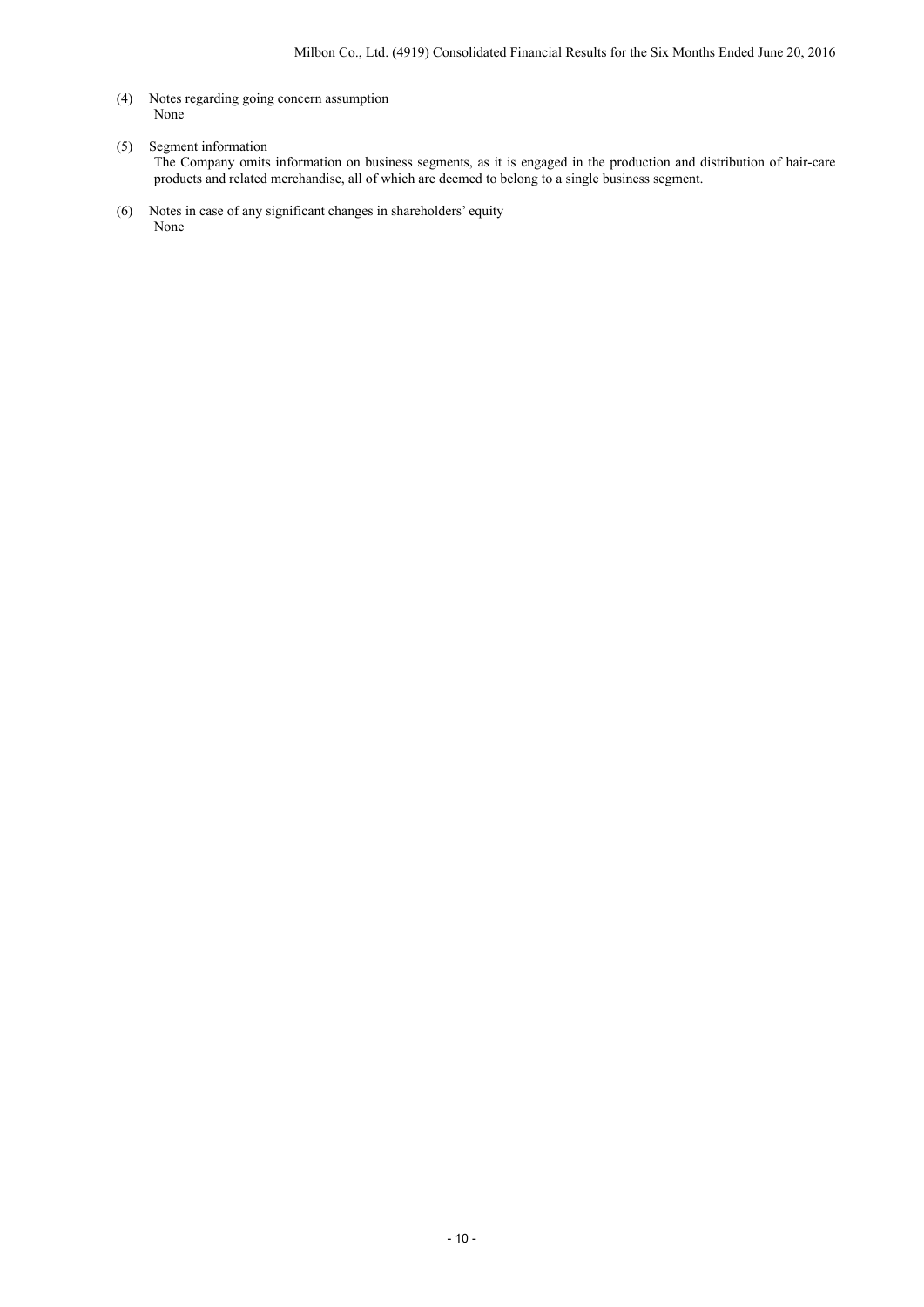(4) Notes regarding going concern assumption

None

(5) Segment information

The Company omits information on business segments, as it is engaged in the production and distribution of hair-care products and related merchandise, all of which are deemed to belong to a single business segment.

(6) Notes in case of any significant changes in shareholders' equity

None